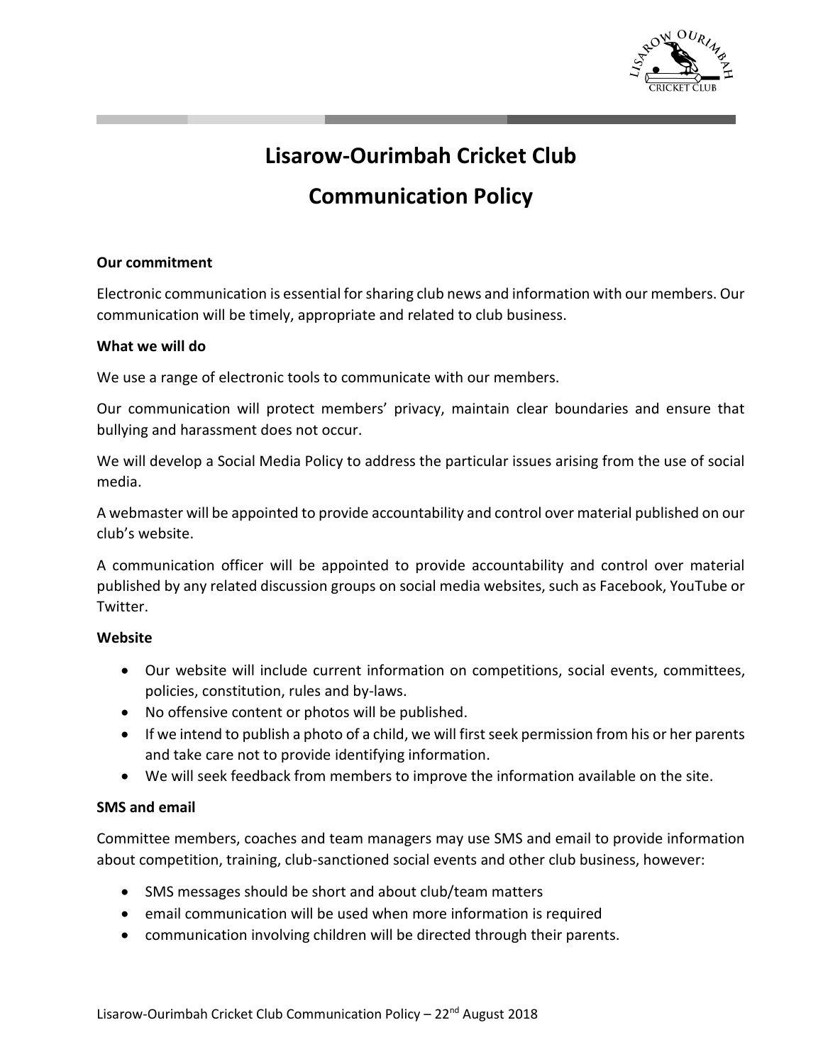# Lisarow-Ourimbah Cricket Club

# Communication Policy

**Our commitment**

Electronic communication is essential for sharing club news and information with our members. Our communication will be timely, appropriate and related to club business.

**What we will do**

We use a range of electronic tools to communicate with our members.

Our communication will protect members' privacy, maintain clear boundaries and ensure that bullying and harassment does not occur.

We will develop a Social Media Policy to address the particular issues arising from the use of social media.

A webmaster will be appointed to provide accountability and control over material published on our club's website.

A communication officer will be appointed to provide accountability and control over material published by any related discussion groups on social media websites, such as Facebook, YouTube or Twitter.

**Website**

- Our website will include current information on competitions, social events, committees, policies, constitution, rules and by-laws.
- No offensive content or photos will be published.
- If we intend to publish a photo of a child, we will first seek permission from his or her parents and take care not to provide identifying information.
- We will seek feedback from members to improve the information available on the site.

**SMS and email**

Committee members, coaches and team managers may use SMS and email to provide information about competition, training, club-sanctioned social events and other club business, however:

- SMS messages should be short and about club/team matters
- email communication will be used when more information is required
- communication involving children will be directed through their parents.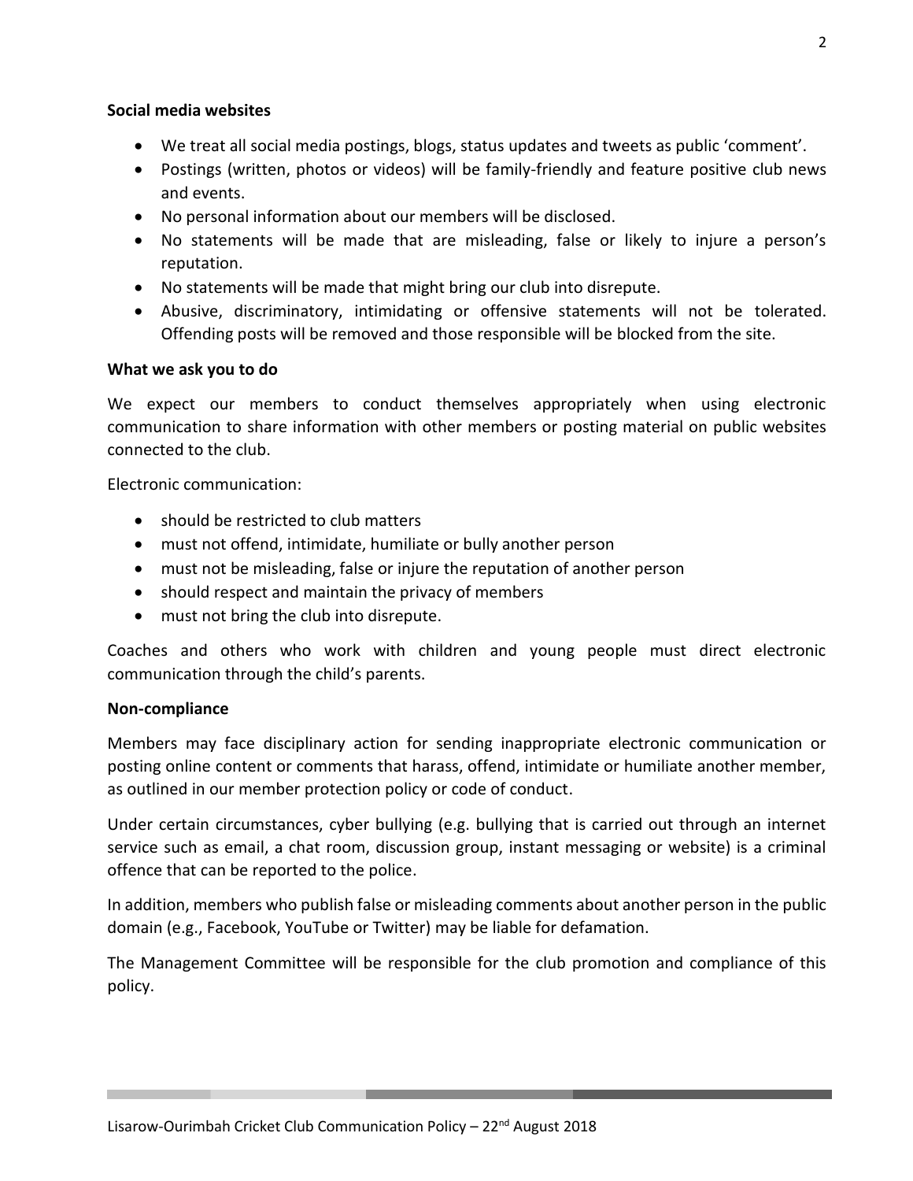**Social media websites**

- We treat all social media postings, blogs, status updates and tweets as public 'comment'.
- Postings (written, photos or videos) will be family-friendly and feature positive club news and events.
- No personal information about our members will be disclosed.
- No statements will be made that are misleading, false or likely to injure a person's reputation.
- No statements will be made that might bring our club into disrepute.
- Abusive, discriminatory, intimidating or offensive statements will not be tolerated. Offending posts will be removed and those responsible will be blocked from the site.

**What we ask you to do**

We expect our members to conduct themselves appropriately when using electronic communication to share information with other members or posting material on public websites connected to the club.

Electronic communication:

- should be restricted to club matters
- must not offend, intimidate, humiliate or bully another person
- must not be misleading, false or injure the reputation of another person
- should respect and maintain the privacy of members
- must not bring the club into disrepute.

Coaches and others who work with children and young people must direct electronic communication through the child's parents.

**Non-compliance**

Members may face disciplinary action for sending inappropriate electronic communication or posting online content or comments that harass, offend, intimidate or humiliate another member, as outlined in our member protection policy or code of conduct.

Under certain circumstances, cyber bullying (e.g. bullying that is carried out through an internet service such as email, a chat room, discussion group, instant messaging or website) is a criminal offence that can be reported to the police.

In addition, members who publish false or misleading comments about another person in the public domain (e.g., Facebook, YouTube or Twitter) may be liable for defamation.

The Management Committee will be responsible for the club promotion and compliance of this policy.